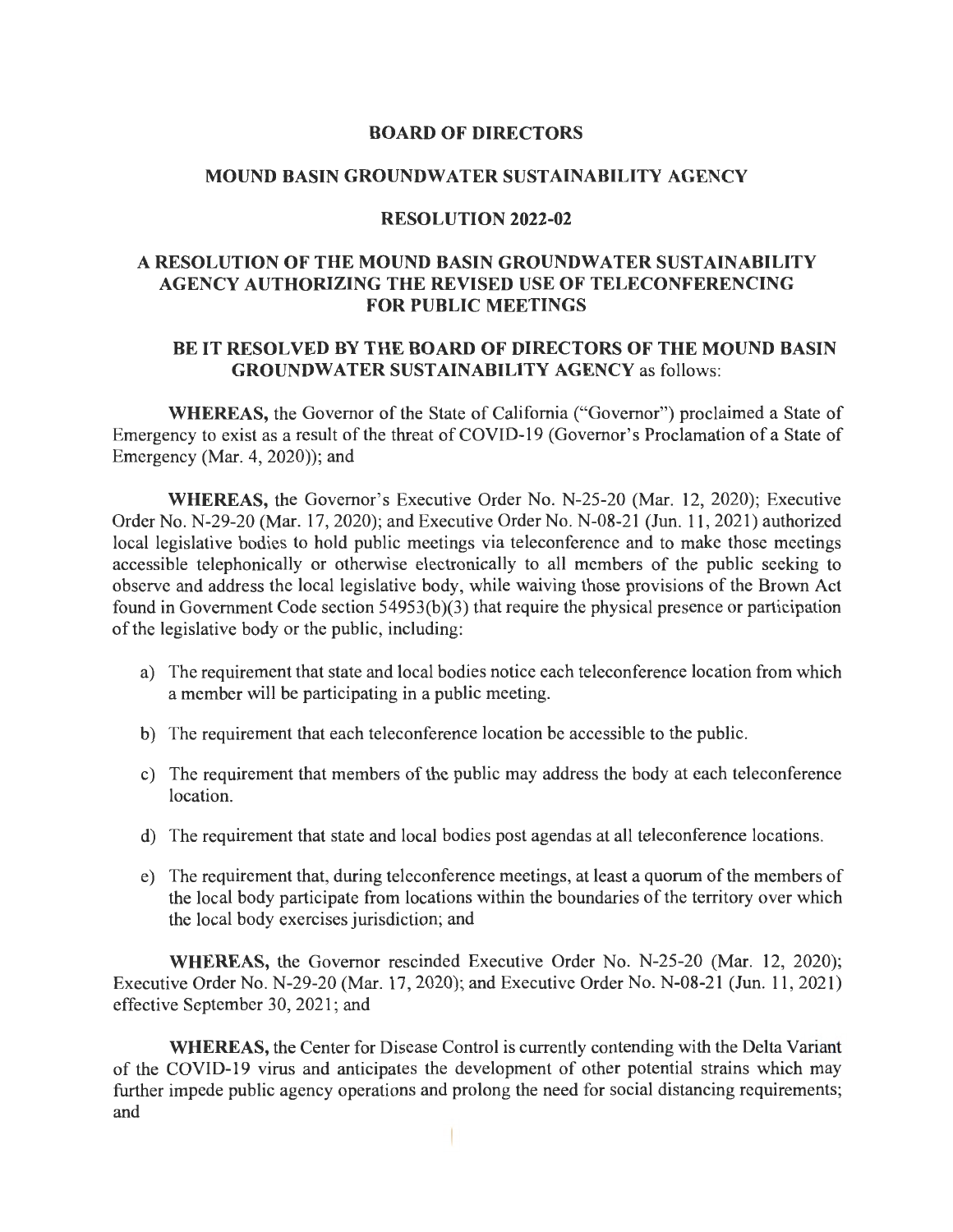# BOARD OF DIRECTORS

## MOUND BASIN GROUNDWATER SUSTAINABILITY AGENCY

## RESOLUTION 2022-02

## A RESOLUTION OF THE MOUND BASIN GROUNDWATER SUSTAINABILITY AGENCY AUTHORIZING THE REVISED USE OF TELECONFERENCING FOR PUBLIC MEETINGS

**BE IT RESOLVED BY THE BOARD OF DIRECTORS OF THE MOUND BASIN GROUNDWATER SUSTAINABILITY AGENCY** as follows:

**WHEREAS,** the Governor of the State of California ("Governor") proclaimed a State of Emergency to exist as a result of the threat of COVID-19 (Governor's Proclamation of a State of Emergency (Mar. 4, 2020)); and

**WHEREAS,** the Governor's Executive Order No. N-25-20 (Mar. 12, 2020); Executive Order No. N-29-20 (Mar. 17, 2020); and Executive Order No. N-08-21 (Jun. 11, 2021) authorized local legislative bodies to hold public meetings via teleconference and to make those meetings accessible telephonically or otherwise electronically to all members of the public seeking to observe and address the local legislative body, while waiving those provisions of the Brown Act found in Government Code section 54953(b)(3) that require the physical presence or participation of the legislative body or the public, including:

a) The requirement that state and local bodies notice each teleconference location from which a member will be participating in a public meeting.

b) The requirement that each teleconference location be accessible to the public.

c) The requirement that members of the public may address the body at each teleconference location.

d) The requirement that state and local bodies post agendas at all teleconference locations.

e) The requirement that, during teleconference meetings, at least a quorum of the members of the local body participate from locations within the boundaries of the territory over which the local body exercises jurisdiction; and

**WHEREAS,** the Governor rescinded Executive Order No. N-25-20 (Mar. 12, 2020); Executive Order No. N-29-20 (Mar. 17, 2020); and Executive Order No. N-08-21 (Jun. 11, 2021) effective September 30, 2021; and

**WHEREAS,** the Center for Disease Control is currently contending with the Delta Variant of the COVID-19 virus and anticipates the development of other potential strains which may further impede public agency operations and prolong the need for social distancing requirements; and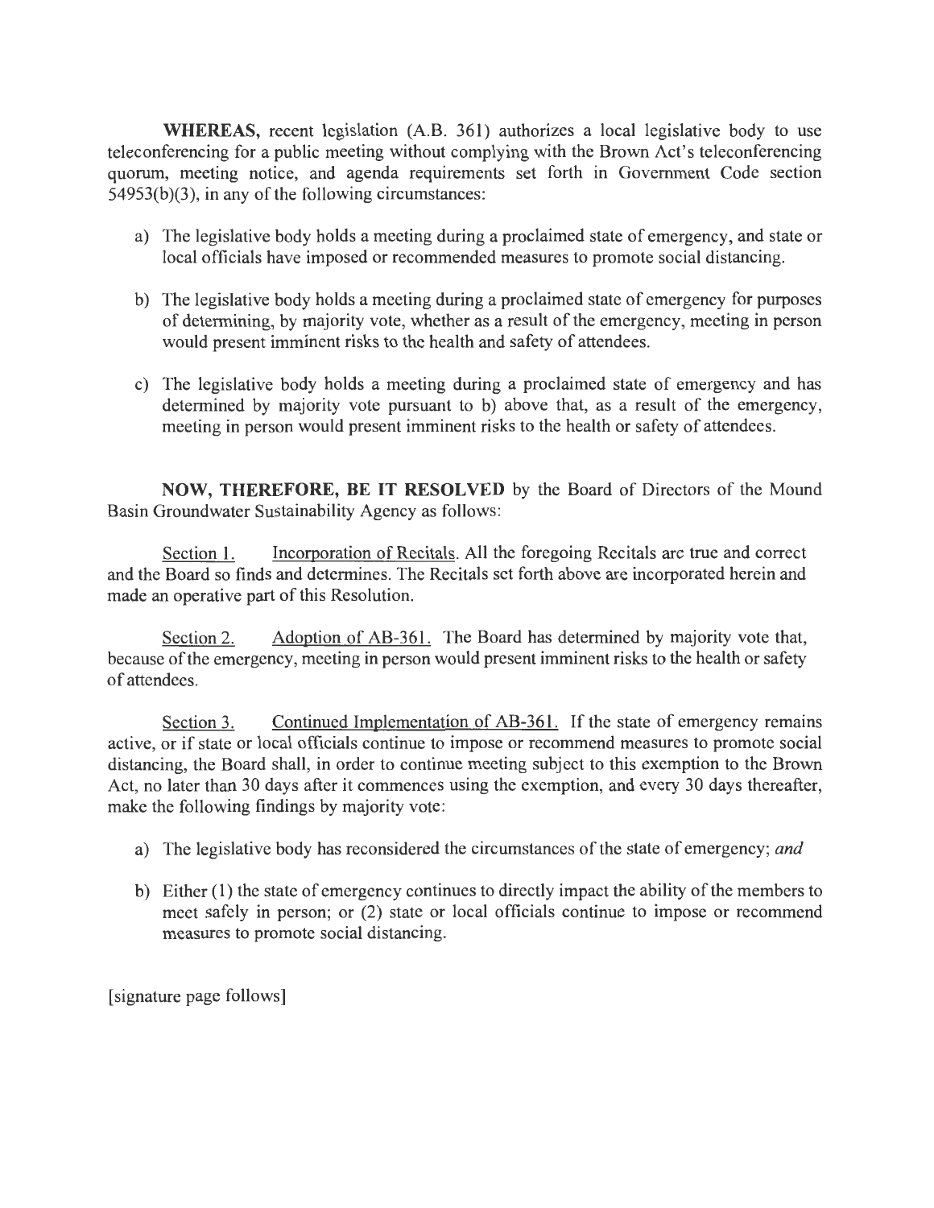**WHEREAS,** recent legislation (A.B. 361) authorizes a local legislative body to use teleconferencing for a public meeting without complying with the Brown Act's teleconferencing quorum, meeting notice, and agenda requirements set forth in Government Code section 54953(b)(3), in any of the following circumstances:

a) The legislative body holds a meeting during a proclaimed state of emergency, and state or local officials have imposed or recommended measures to promote social distancing.

b) The legislative body holds a meeting during a proclaimed state of emergency for purposes of determining, by majority vote, whether as a result of the emergency, meeting in person would present imminent risks to the health and safety of attendees.

c) The legislative body holds a meeting during a proclaimed state of emergency and has determined by majority vote pursuant to b) above that, as a result of the emergency, meeting in person would present imminent risks to the health or safety of attendees.

**NOW, THEREFORE, BE IT RESOLVED** by the Board of Directors of the Mound Basin Groundwater Sustainability Agency as follows:

Section 1. Incorporation of Recitals. All the foregoing Recitals are true and correct and the Board so finds and determines. The Recitals set forth above are incorporated herein and made an operative part of this Resolution.

Section 2. Adoption of AB-361. The Board has determined by majority vote that, because of the emergency, meeting in person would present imminent risks to the health or safety of attendees.

Section 3. Continued Implementation of AB-361. If the state of emergency remains active, or if state or local officials continue to impose or recommend measures to promote social distancing, the Board shall, in order to continue meeting subject to this exemption to the Brown Act, no later than 30 days after it commences using the exemption, and every 30 days thereafter, make the following findings by majority vote:

a) The legislative body has reconsidered the circumstances of the state of emergency; *and*

b) Either (1) the state of emergency continues to directly impact the ability of the members to meet safely in person; or (2) state or local officials continue to impose or recommend measures to promote social distancing.

[signature page follows]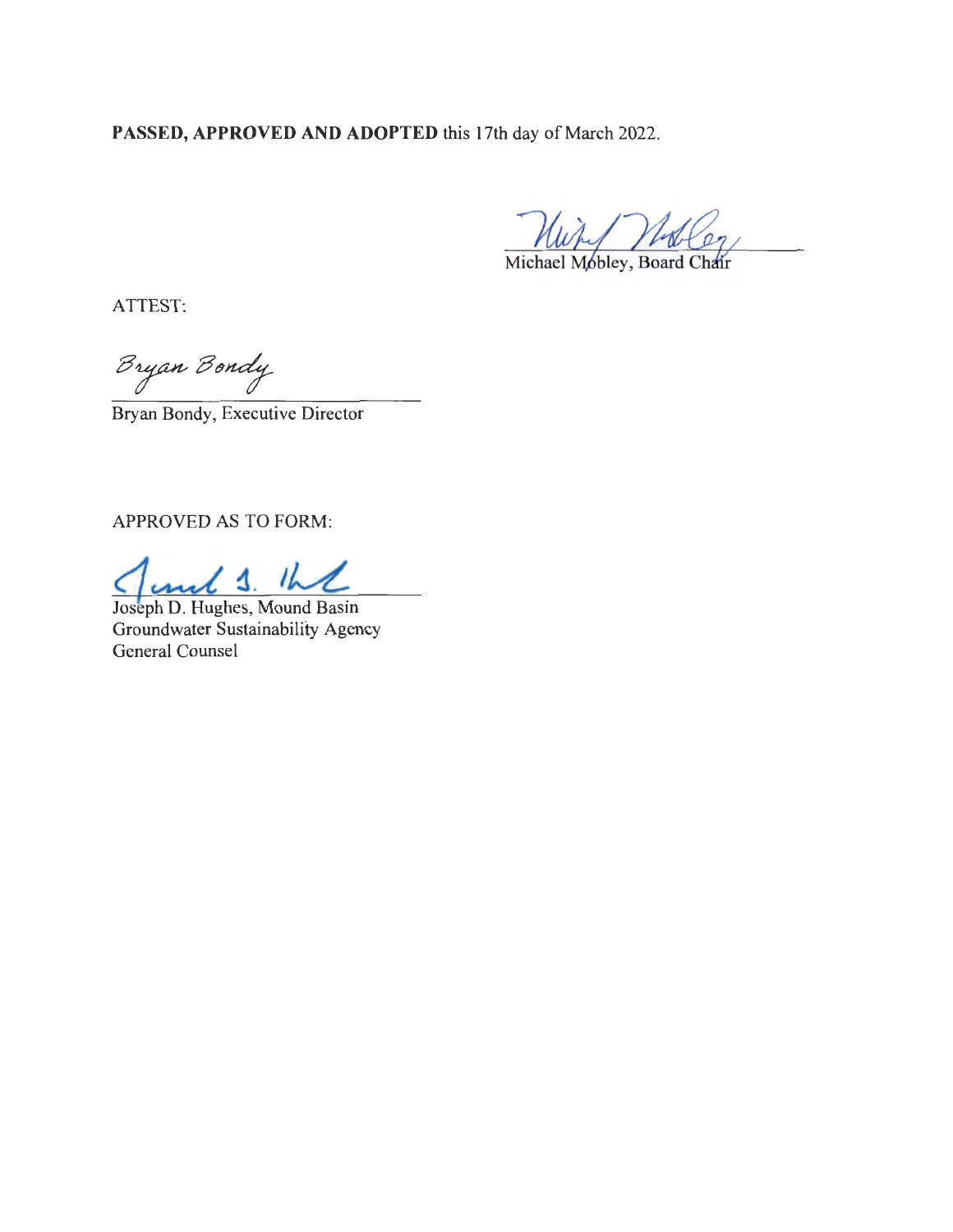**PASSED, APPROVED AND ADOPTED** this 17th day of March 2022.

Michael Mobley, Board Chair

ATTEST:

Bryan Bondy, Executive Director

APPROVED AS TO FORM:

Joseph D. Hughes, Mound Basin
Groundwater Sustainability Agency
General Counsel